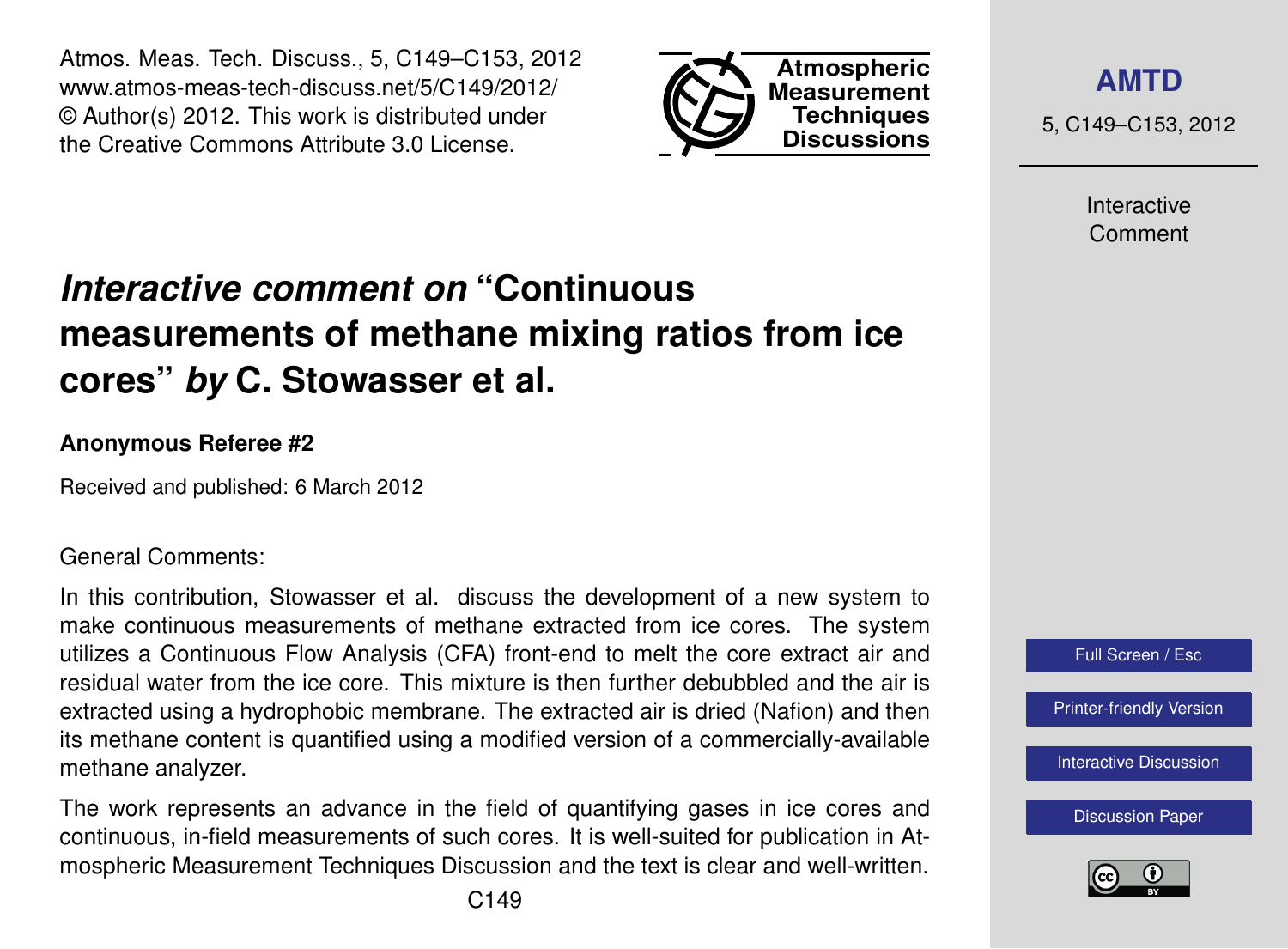# *Interactive comment on* "Continuous measurements of methane mixing ratios from ice cores" *by* C. Stowasser et al.

**Anonymous Referee #2**

Received and published: 6 March 2012

General Comments:

In this contribution, Stowasser et al. discuss the development of a new system to make continuous measurements of methane extracted from ice cores. The system utilizes a Continuous Flow Analysis (CFA) front-end to melt the core extract air and residual water from the ice core. This mixture is then further debubbled and the air is extracted using a hydrophobic membrane. The extracted air is dried (Nafion) and then its methane content is quantified using a modified version of a commercially-available methane analyzer.

The work represents an advance in the field of quantifying gases in ice cores and continuous, in-field measurements of such cores. It is well-suited for publication in Atmospheric Measurement Techniques Discussion and the text is clear and well-written.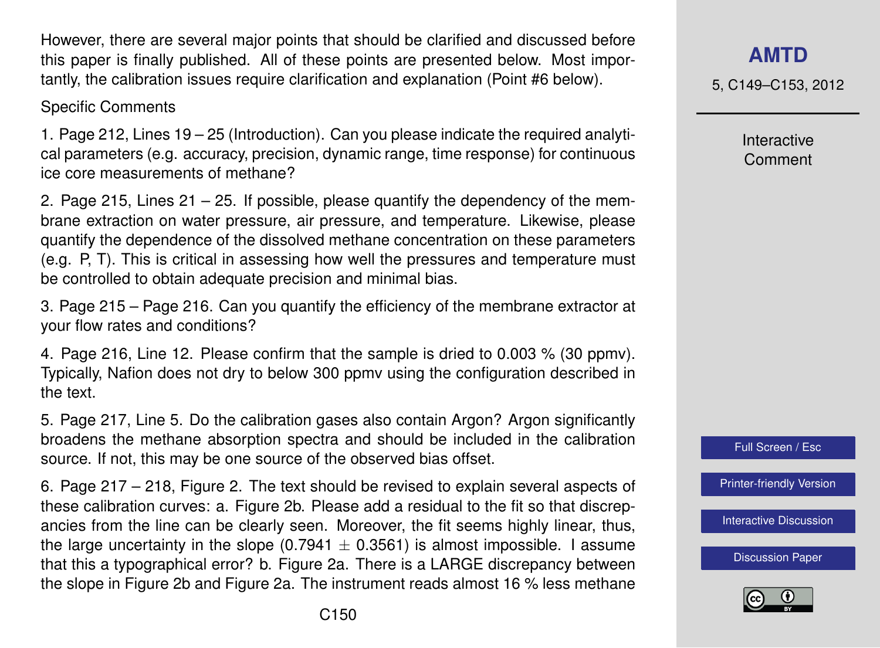However, there are several major points that should be clarified and discussed before this paper is finally published. All of these points are presented below. Most importantly, the calibration issues require clarification and explanation (Point #6 below).

Specific Comments

1. Page 212, Lines 19 – 25 (Introduction). Can you please indicate the required analytical parameters (e.g. accuracy, precision, dynamic range, time response) for continuous ice core measurements of methane?

2. Page 215, Lines 21 – 25. If possible, please quantify the dependency of the membrane extraction on water pressure, air pressure, and temperature. Likewise, please quantify the dependence of the dissolved methane concentration on these parameters (e.g. P, T). This is critical in assessing how well the pressures and temperature must be controlled to obtain adequate precision and minimal bias.

3. Page 215 – Page 216. Can you quantify the efficiency of the membrane extractor at your flow rates and conditions?

4. Page 216, Line 12. Please confirm that the sample is dried to 0.003 % (30 ppmv). Typically, Nafion does not dry to below 300 ppmv using the configuration described in the text.

5. Page 217, Line 5. Do the calibration gases also contain Argon? Argon significantly broadens the methane absorption spectra and should be included in the calibration source. If not, this may be one source of the observed bias offset.

6. Page 217 – 218, Figure 2. The text should be revised to explain several aspects of these calibration curves: a. Figure 2b. Please add a residual to the fit so that discrepancies from the line can be clearly seen. Moreover, the fit seems highly linear, thus, the large uncertainty in the slope ($0.7941 \pm 0.3561$) is almost impossible. I assume that this a typographical error? b. Figure 2a. There is a LARGE discrepancy between the slope in Figure 2b and Figure 2a. The instrument reads almost 16 % less methane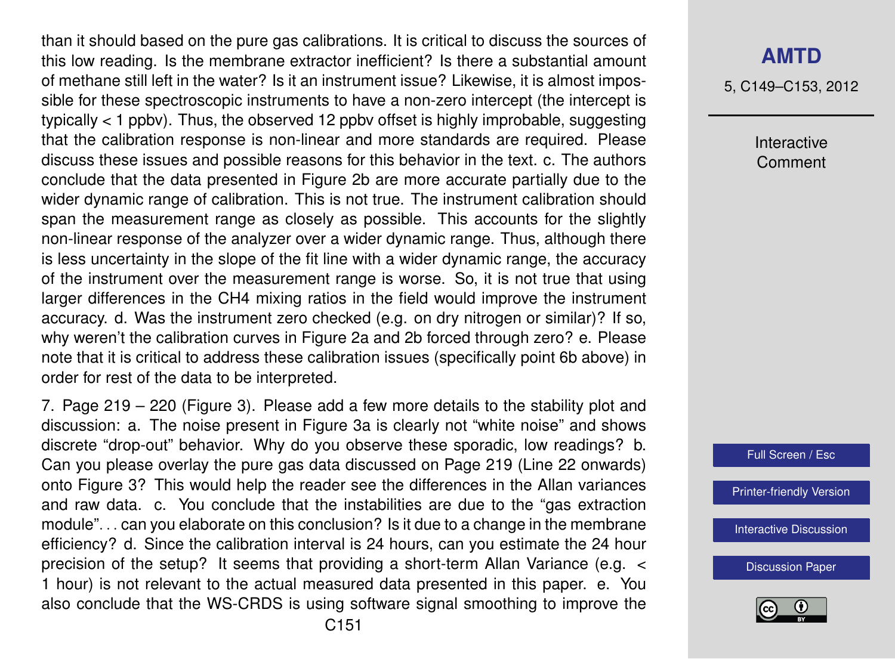than it should based on the pure gas calibrations. It is critical to discuss the sources of this low reading. Is the membrane extractor inefficient? Is there a substantial amount of methane still left in the water? Is it an instrument issue? Likewise, it is almost impossible for these spectroscopic instruments to have a non-zero intercept (the intercept is typically < 1 ppbv). Thus, the observed 12 ppbv offset is highly improbable, suggesting that the calibration response is non-linear and more standards are required. Please discuss these issues and possible reasons for this behavior in the text. c. The authors conclude that the data presented in Figure 2b are more accurate partially due to the wider dynamic range of calibration. This is not true. The instrument calibration should span the measurement range as closely as possible. This accounts for the slightly non-linear response of the analyzer over a wider dynamic range. Thus, although there is less uncertainty in the slope of the fit line with a wider dynamic range, the accuracy of the instrument over the measurement range is worse. So, it is not true that using larger differences in the $CH_4$ mixing ratios in the field would improve the instrument accuracy. d. Was the instrument zero checked (e.g. on dry nitrogen or similar)? If so, why weren't the calibration curves in Figure 2a and 2b forced through zero? e. Please note that it is critical to address these calibration issues (specifically point 6b above) in order for rest of the data to be interpreted.

7. Page 219 – 220 (Figure 3). Please add a few more details to the stability plot and discussion: a. The noise present in Figure 3a is clearly not "white noise" and shows discrete "drop-out" behavior. Why do you observe these sporadic, low readings? b. Can you please overlay the pure gas data discussed on Page 219 (Line 22 onwards) onto Figure 3? This would help the reader see the differences in the Allan variances and raw data. c. You conclude that the instabilities are due to the "gas extraction module"... can you elaborate on this conclusion? Is it due to a change in the membrane efficiency? d. Since the calibration interval is 24 hours, can you estimate the 24 hour precision of the setup? It seems that providing a short-term Allan Variance (e.g. < 1 hour) is not relevant to the actual measured data presented in this paper. e. You also conclude that the WS-CRDS is using software signal smoothing to improve the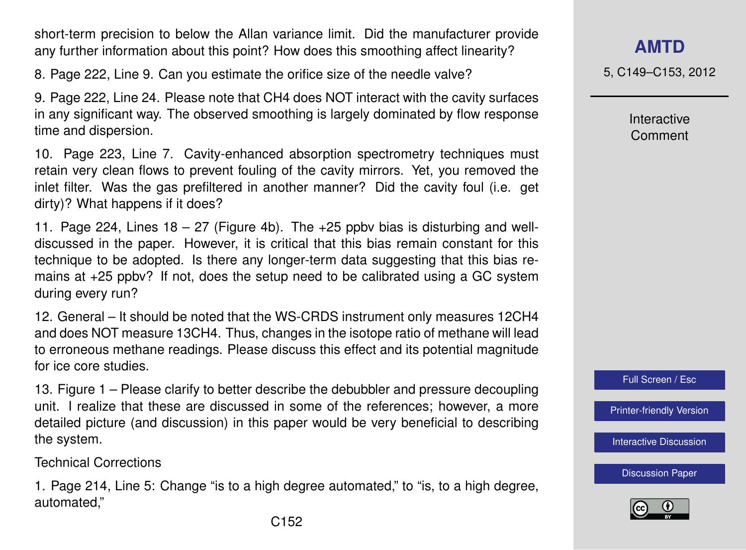short-term precision to below the Allan variance limit. Did the manufacturer provide any further information about this point? How does this smoothing affect linearity?

8. Page 222, Line 9. Can you estimate the orifice size of the needle valve?

9. Page 222, Line 24. Please note that $CH_4$ does NOT interact with the cavity surfaces in any significant way. The observed smoothing is largely dominated by flow response time and dispersion.

10. Page 223, Line 7. Cavity-enhanced absorption spectrometry techniques must retain very clean flows to prevent fouling of the cavity mirrors. Yet, you removed the inlet filter. Was the gas prefiltered in another manner? Did the cavity foul (i.e. get dirty)? What happens if it does?

11. Page 224, Lines 18 – 27 (Figure 4b). The +25 ppbv bias is disturbing and well-discussed in the paper. However, it is critical that this bias remain constant for this technique to be adopted. Is there any longer-term data suggesting that this bias remains at +25 ppbv? If not, does the setup need to be calibrated using a GC system during every run?

12. General – It should be noted that the WS-CRDS instrument only measures $^{12}CH_4$ and does NOT measure $^{13}CH_4$. Thus, changes in the isotope ratio of methane will lead to erroneous methane readings. Please discuss this effect and its potential magnitude for ice core studies.

13. Figure 1 – Please clarify to better describe the debubbler and pressure decoupling unit. I realize that these are discussed in some of the references; however, a more detailed picture (and discussion) in this paper would be very beneficial to describing the system.

Technical Corrections

1. Page 214, Line 5: Change "is to a high degree automated," to "is, to a high degree, automated,"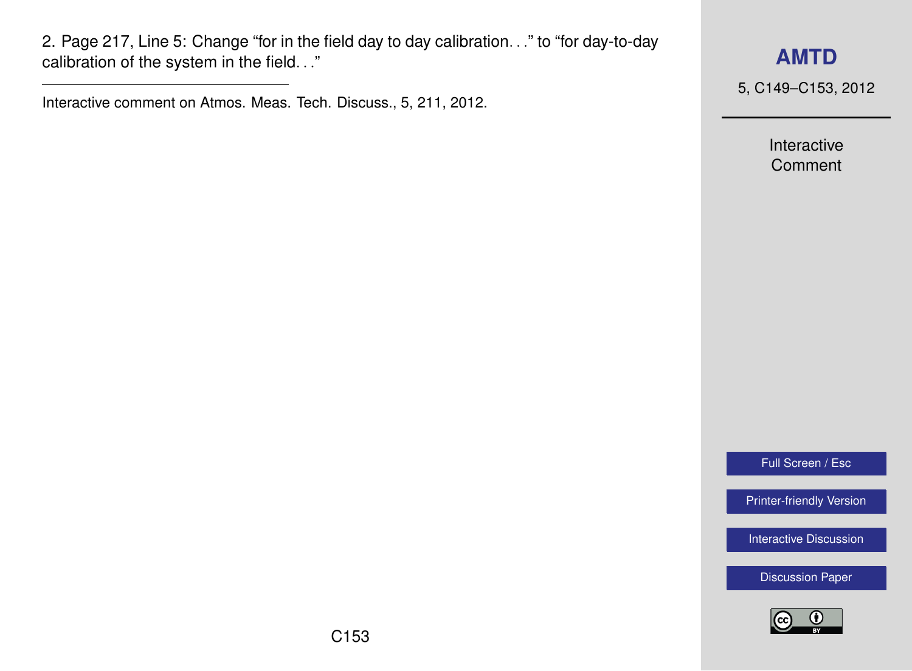2. Page 217, Line 5: Change "for in the field day to day calibration. . ." to "for day-to-day calibration of the system in the field. . ."

---

Interactive comment on Atmos. Meas. Tech. Discuss., 5, 211, 2012.